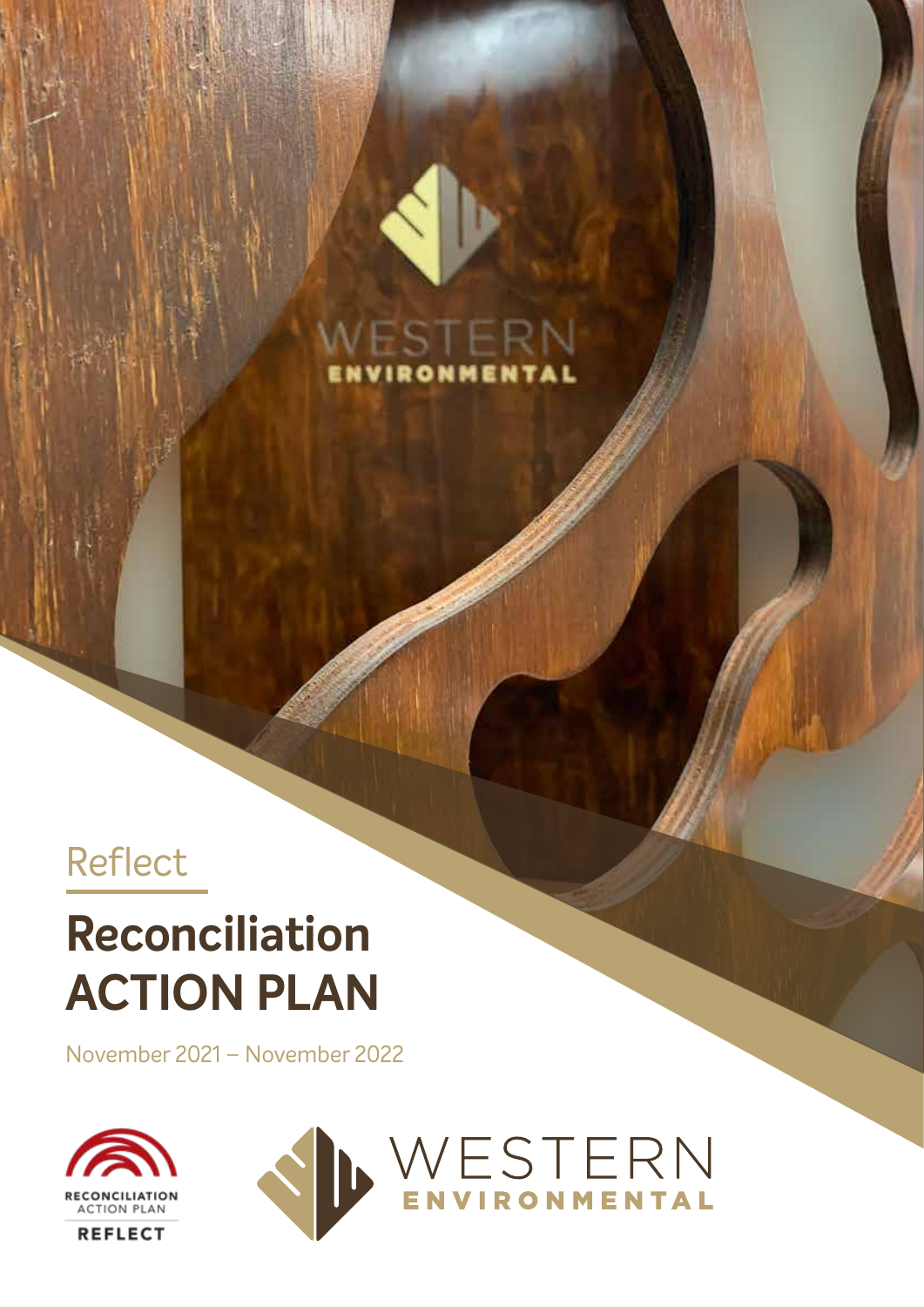Reflect

# Reconciliation ACTION PLAN

November 2021 – November 2022

RECONCILIATION ACTION PLAN REFLECT

WESTERN ENVIRONMENTAL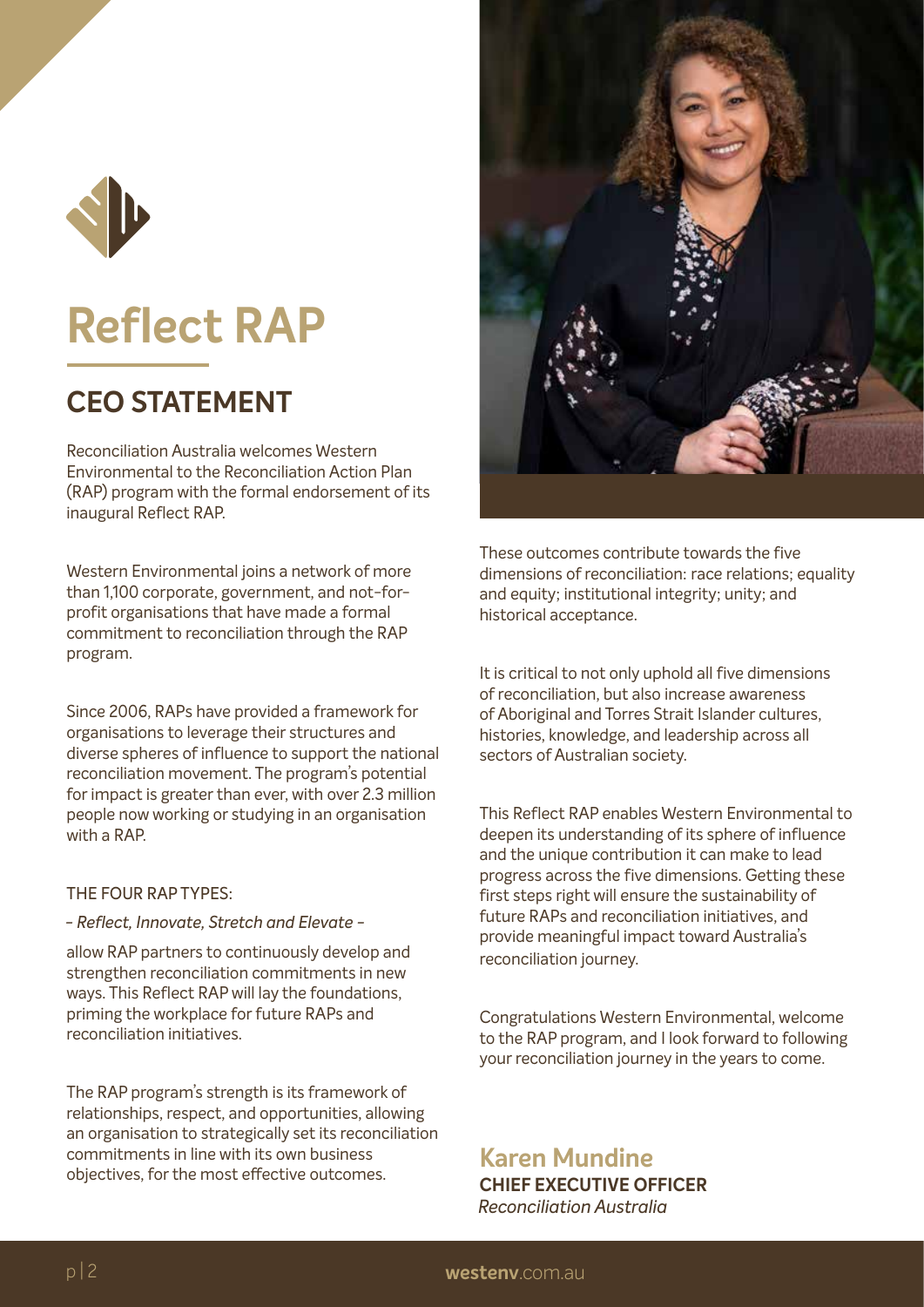# Reflect RAP

## CEO STATEMENT

Reconciliation Australia welcomes Western Environmental to the Reconciliation Action Plan (RAP) program with the formal endorsement of its inaugural Reflect RAP.

Western Environmental joins a network of more than 1,100 corporate, government, and not-for-profit organisations that have made a formal commitment to reconciliation through the RAP program.

Since 2006, RAPs have provided a framework for organisations to leverage their structures and diverse spheres of influence to support the national reconciliation movement. The program's potential for impact is greater than ever, with over 2.3 million people now working or studying in an organisation with a RAP.

THE FOUR RAP TYPES:

*– Reflect, Innovate, Stretch and Elevate –*

allow RAP partners to continuously develop and strengthen reconciliation commitments in new ways. This Reflect RAP will lay the foundations, priming the workplace for future RAPs and reconciliation initiatives.

The RAP program's strength is its framework of relationships, respect, and opportunities, allowing an organisation to strategically set its reconciliation commitments in line with its own business objectives, for the most effective outcomes.

These outcomes contribute towards the five dimensions of reconciliation: race relations; equality and equity; institutional integrity; unity; and historical acceptance.

It is critical to not only uphold all five dimensions of reconciliation, but also increase awareness of Aboriginal and Torres Strait Islander cultures, histories, knowledge, and leadership across all sectors of Australian society.

This Reflect RAP enables Western Environmental to deepen its understanding of its sphere of influence and the unique contribution it can make to lead progress across the five dimensions. Getting these first steps right will ensure the sustainability of future RAPs and reconciliation initiatives, and provide meaningful impact toward Australia's reconciliation journey.

Congratulations Western Environmental, welcome to the RAP program, and I look forward to following your reconciliation journey in the years to come.

**Karen Mundine**
**CHIEF EXECUTIVE OFFICER**
*Reconciliation Australia*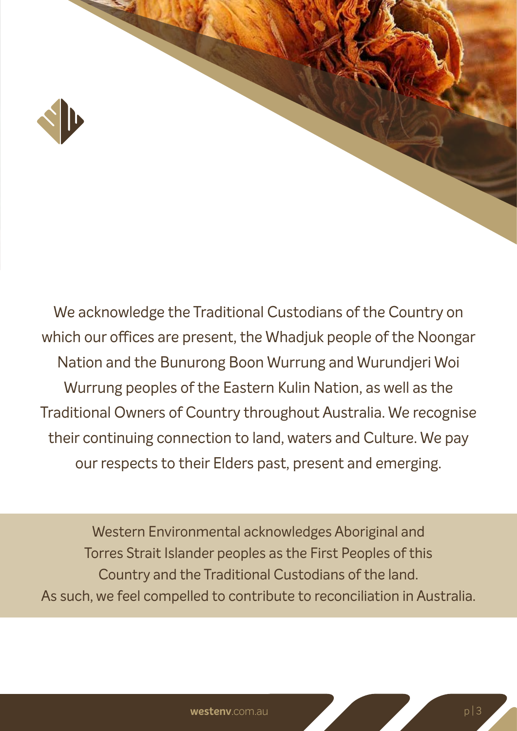We acknowledge the Traditional Custodians of the Country on which our offices are present, the Whadjuk people of the Noongar Nation and the Bunurong Boon Wurrung and Wurundjeri Woi Wurrung peoples of the Eastern Kulin Nation, as well as the Traditional Owners of Country throughout Australia. We recognise their continuing connection to land, waters and Culture. We pay our respects to their Elders past, present and emerging.

Western Environmental acknowledges Aboriginal and Torres Strait Islander peoples as the First Peoples of this Country and the Traditional Custodians of the land. As such, we feel compelled to contribute to reconciliation in Australia.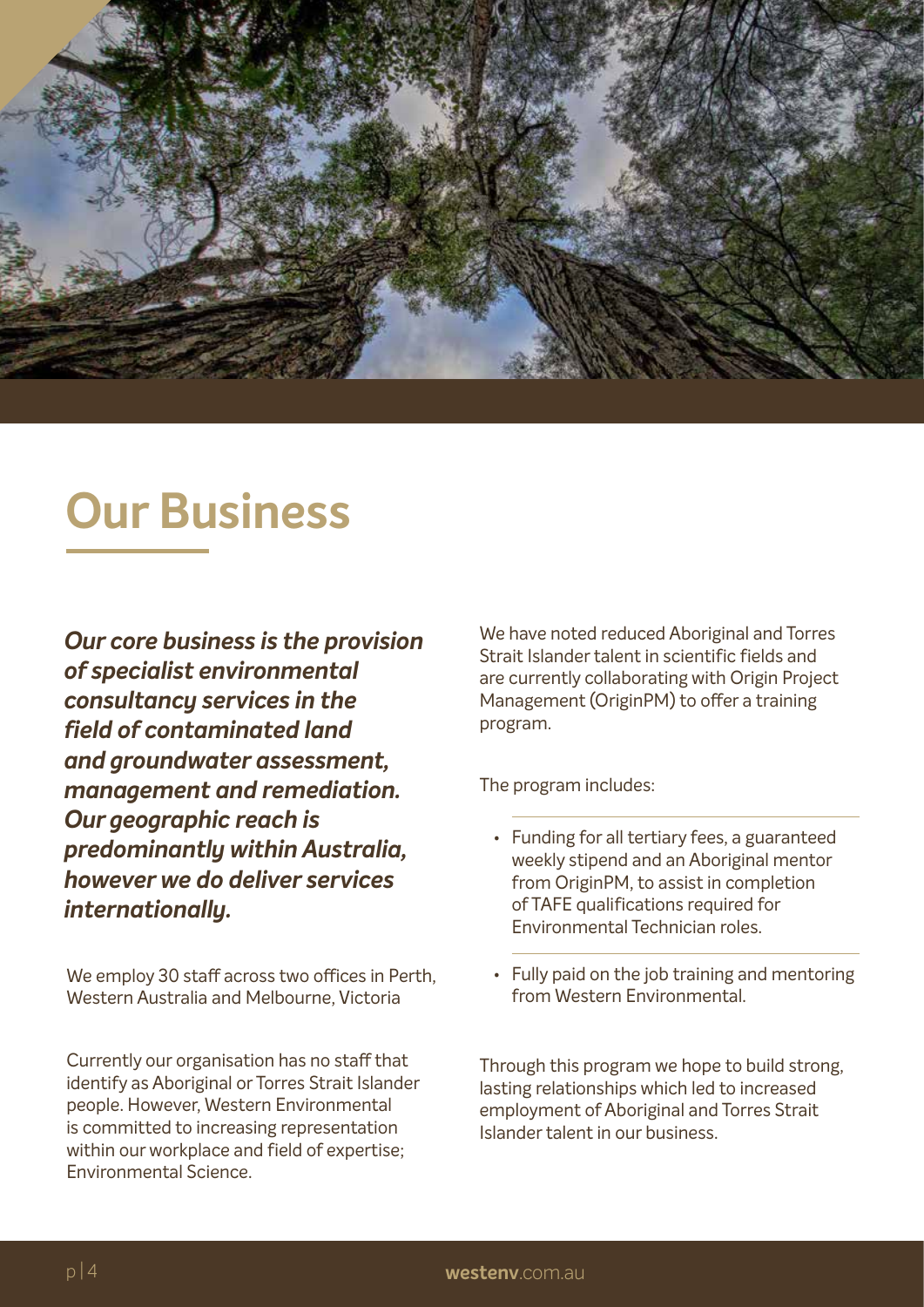# Our Business

***Our core business is the provision of specialist environmental consultancy services in the field of contaminated land and groundwater assessment, management and remediation. Our geographic reach is predominantly within Australia, however we do deliver services internationally.***

We employ 30 staff across two offices in Perth, Western Australia and Melbourne, Victoria

Currently our organisation has no staff that identify as Aboriginal or Torres Strait Islander people. However, Western Environmental is committed to increasing representation within our workplace and field of expertise; Environmental Science.

We have noted reduced Aboriginal and Torres Strait Islander talent in scientific fields and are currently collaborating with Origin Project Management (OriginPM) to offer a training program.

The program includes:

- Funding for all tertiary fees, a guaranteed weekly stipend and an Aboriginal mentor from OriginPM, to assist in completion of TAFE qualifications required for Environmental Technician roles.
- Fully paid on the job training and mentoring from Western Environmental.

Through this program we hope to build strong, lasting relationships which led to increased employment of Aboriginal and Torres Strait Islander talent in our business.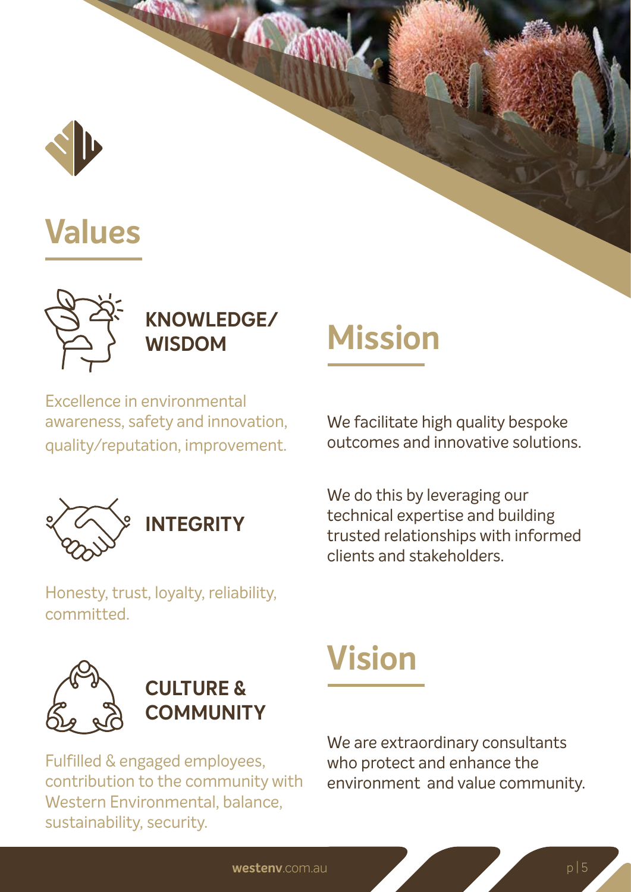# Values

### KNOWLEDGE/ WISDOM

Excellence in environmental awareness, safety and innovation, quality/reputation, improvement.

### INTEGRITY

Honesty, trust, loyalty, reliability, committed.

### CULTURE & COMMUNITY

Fulfilled & engaged employees, contribution to the community with Western Environmental, balance, sustainability, security.

# Mission

We facilitate high quality bespoke outcomes and innovative solutions.

We do this by leveraging our technical expertise and building trusted relationships with informed clients and stakeholders.

# Vision

We are extraordinary consultants who protect and enhance the environment and value community.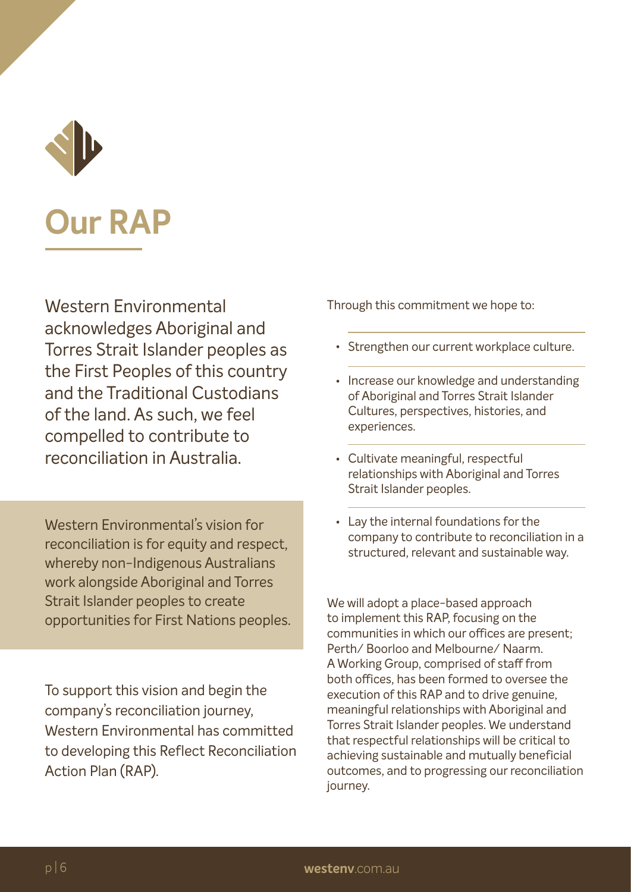# Our RAP

Western Environmental acknowledges Aboriginal and Torres Strait Islander peoples as the First Peoples of this country and the Traditional Custodians of the land. As such, we feel compelled to contribute to reconciliation in Australia.

Western Environmental's vision for reconciliation is for equity and respect, whereby non-Indigenous Australians work alongside Aboriginal and Torres Strait Islander peoples to create opportunities for First Nations peoples.

To support this vision and begin the company's reconciliation journey, Western Environmental has committed to developing this Reflect Reconciliation Action Plan (RAP).

Through this commitment we hope to:

- Strengthen our current workplace culture.
- Increase our knowledge and understanding of Aboriginal and Torres Strait Islander Cultures, perspectives, histories, and experiences.
- Cultivate meaningful, respectful relationships with Aboriginal and Torres Strait Islander peoples.
- Lay the internal foundations for the company to contribute to reconciliation in a structured, relevant and sustainable way.

We will adopt a place-based approach to implement this RAP, focusing on the communities in which our offices are present; Perth/ Boorloo and Melbourne/ Naarm. A Working Group, comprised of staff from both offices, has been formed to oversee the execution of this RAP and to drive genuine, meaningful relationships with Aboriginal and Torres Strait Islander peoples. We understand that respectful relationships will be critical to achieving sustainable and mutually beneficial outcomes, and to progressing our reconciliation journey.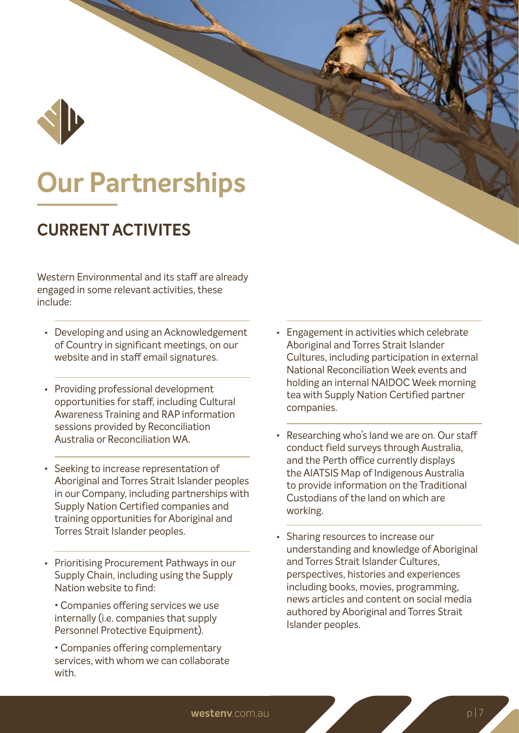# Our Partnerships

## CURRENT ACTIVITES

Western Environmental and its staff are already engaged in some relevant activities, these include:

- Developing and using an Acknowledgement of Country in significant meetings, on our website and in staff email signatures.
- Providing professional development opportunities for staff, including Cultural Awareness Training and RAP information sessions provided by Reconciliation Australia or Reconciliation WA.
- Seeking to increase representation of Aboriginal and Torres Strait Islander peoples in our Company, including partnerships with Supply Nation Certified companies and training opportunities for Aboriginal and Torres Strait Islander peoples.
- Prioritising Procurement Pathways in our Supply Chain, including using the Supply Nation website to find:

  • Companies offering services we use internally (i.e. companies that supply Personnel Protective Equipment).

  • Companies offering complementary services, with whom we can collaborate with.
- Engagement in activities which celebrate Aboriginal and Torres Strait Islander Cultures, including participation in external National Reconciliation Week events and holding an internal NAIDOC Week morning tea with Supply Nation Certified partner companies.
- Researching who's land we are on. Our staff conduct field surveys through Australia, and the Perth office currently displays the AIATSIS Map of Indigenous Australia to provide information on the Traditional Custodians of the land on which are working.
- Sharing resources to increase our understanding and knowledge of Aboriginal and Torres Strait Islander Cultures, perspectives, histories and experiences including books, movies, programming, news articles and content on social media authored by Aboriginal and Torres Strait Islander peoples.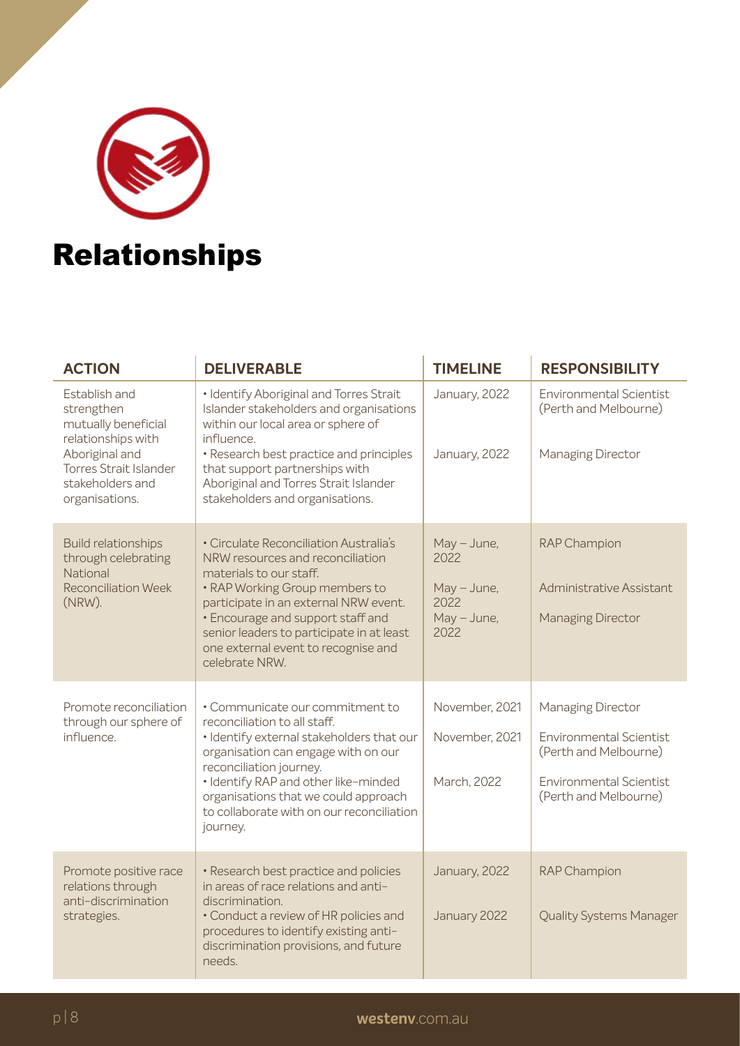# Relationships

| ACTION | DELIVERABLE | TIMELINE | RESPONSIBILITY |
|---|---|---|---|
| Establish and strengthen mutually beneficial relationships with Aboriginal and Torres Strait Islander stakeholders and organisations. | • Identify Aboriginal and Torres Strait Islander stakeholders and organisations within our local area or sphere of influence.<br>• Research best practice and principles that support partnerships with Aboriginal and Torres Strait Islander stakeholders and organisations. | January, 2022<br>January, 2022 | Environmental Scientist (Perth and Melbourne)<br>Managing Director |
| Build relationships through celebrating National Reconciliation Week (NRW). | • Circulate Reconciliation Australia's NRW resources and reconciliation materials to our staff.<br>• RAP Working Group members to participate in an external NRW event.<br>• Encourage and support staff and senior leaders to participate in at least one external event to recognise and celebrate NRW. | May – June, 2022<br>May – June, 2022<br>May – June, 2022 | RAP Champion<br>Administrative Assistant<br>Managing Director |
| Promote reconciliation through our sphere of influence. | • Communicate our commitment to reconciliation to all staff.<br>• Identify external stakeholders that our organisation can engage with on our reconciliation journey.<br>• Identify RAP and other like-minded organisations that we could approach to collaborate with on our reconciliation journey. | November, 2021<br>November, 2021<br>March, 2022 | Managing Director<br>Environmental Scientist (Perth and Melbourne)<br>Environmental Scientist (Perth and Melbourne) |
| Promote positive race relations through anti-discrimination strategies. | • Research best practice and policies in areas of race relations and anti-discrimination.<br>• Conduct a review of HR policies and procedures to identify existing anti-discrimination provisions, and future needs. | January, 2022<br>January 2022 | RAP Champion<br>Quality Systems Manager |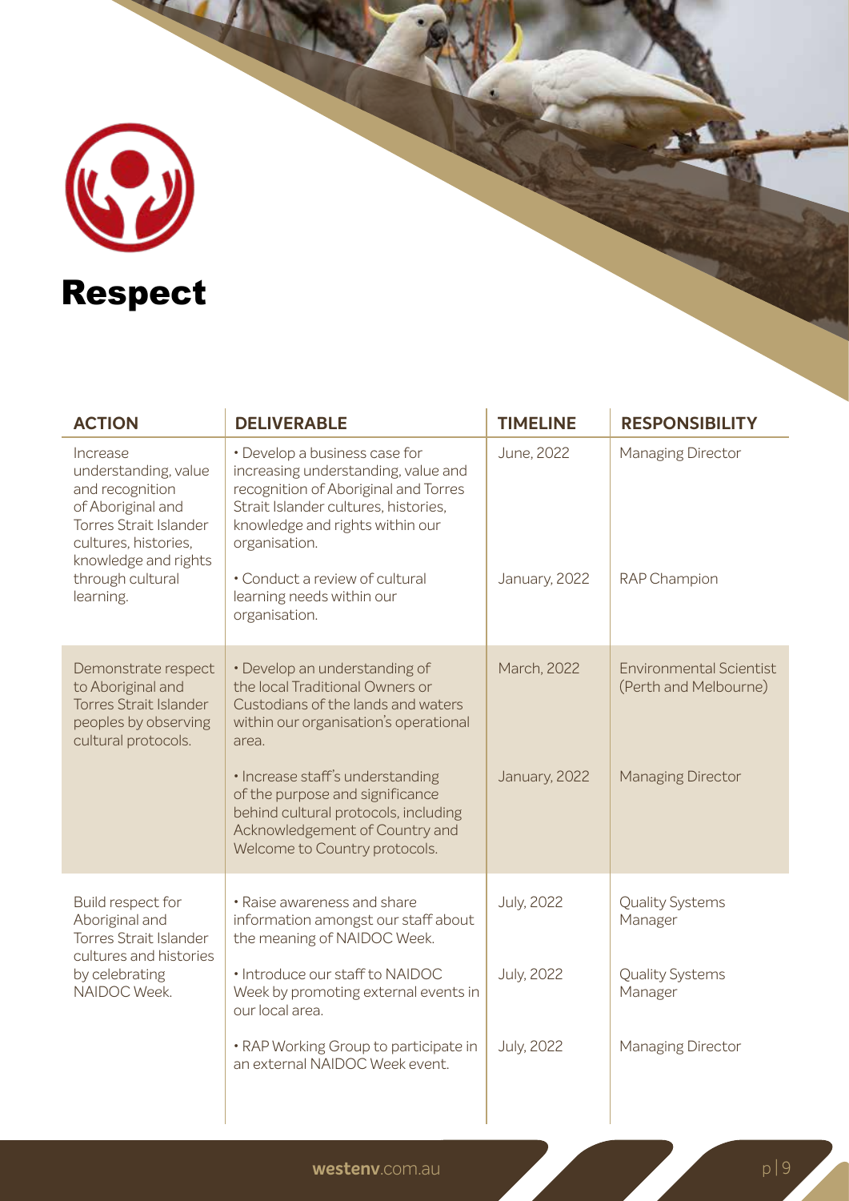# Respect

| ACTION | DELIVERABLE | TIMELINE | RESPONSIBILITY |
|---|---|---|---|
| Increase understanding, value and recognition of Aboriginal and Torres Strait Islander cultures, histories, knowledge and rights through cultural learning. | • Develop a business case for increasing understanding, value and recognition of Aboriginal and Torres Strait Islander cultures, histories, knowledge and rights within our organisation. | June, 2022 | Managing Director |
| | • Conduct a review of cultural learning needs within our organisation. | January, 2022 | RAP Champion |
| Demonstrate respect to Aboriginal and Torres Strait Islander peoples by observing cultural protocols. | • Develop an understanding of the local Traditional Owners or Custodians of the lands and waters within our organisation's operational area. | March, 2022 | Environmental Scientist (Perth and Melbourne) |
| | • Increase staff's understanding of the purpose and significance behind cultural protocols, including Acknowledgement of Country and Welcome to Country protocols. | January, 2022 | Managing Director |
| Build respect for Aboriginal and Torres Strait Islander cultures and histories by celebrating NAIDOC Week. | • Raise awareness and share information amongst our staff about the meaning of NAIDOC Week. | July, 2022 | Quality Systems Manager |
| | • Introduce our staff to NAIDOC Week by promoting external events in our local area. | July, 2022 | Quality Systems Manager |
| | • RAP Working Group to participate in an external NAIDOC Week event. | July, 2022 | Managing Director |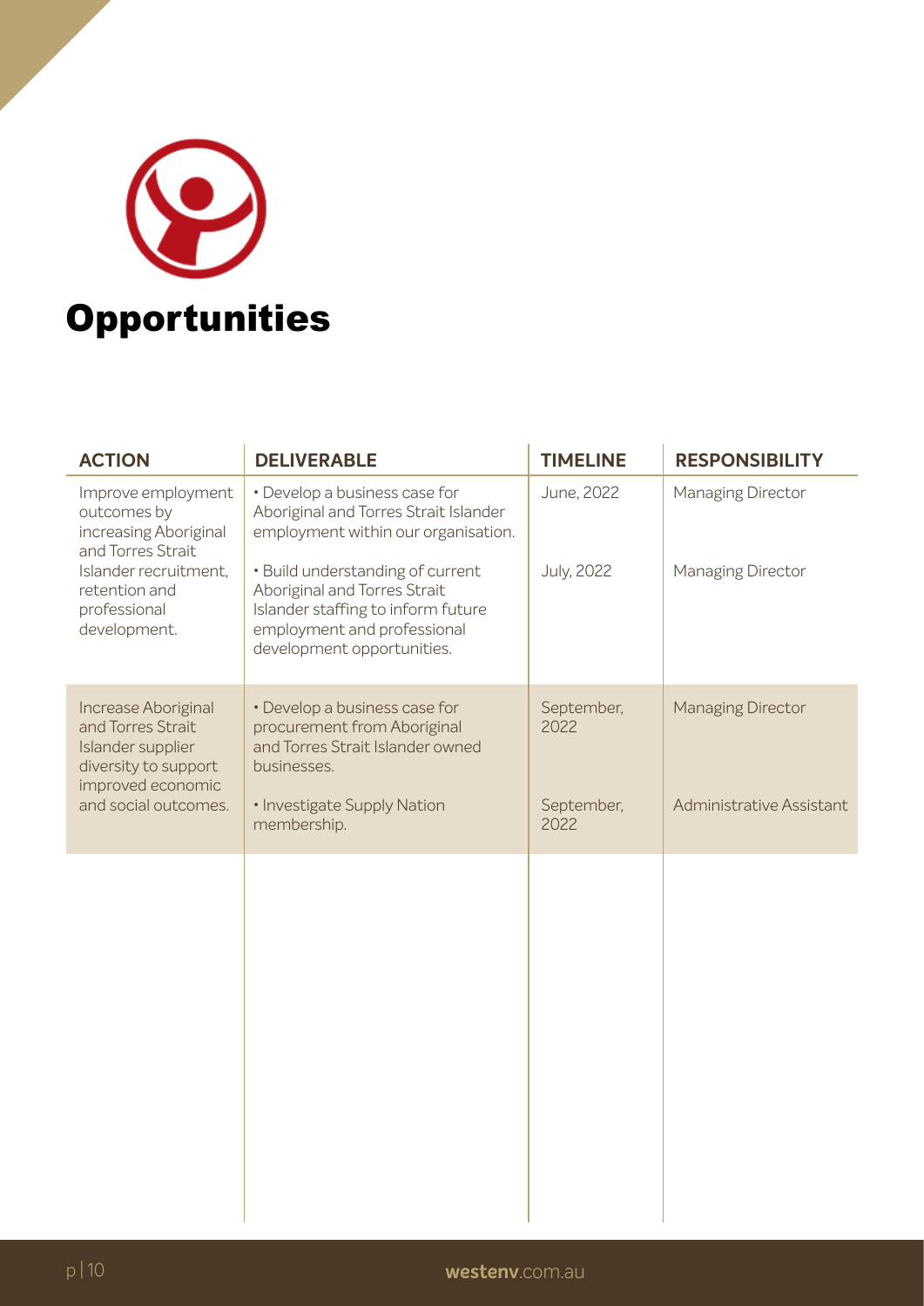# Opportunities

| ACTION | DELIVERABLE | TIMELINE | RESPONSIBILITY |
| --- | --- | --- | --- |
| Improve employment outcomes by increasing Aboriginal and Torres Strait Islander recruitment, retention and professional development. | • Develop a business case for Aboriginal and Torres Strait Islander employment within our organisation. | June, 2022 | Managing Director |
| | • Build understanding of current Aboriginal and Torres Strait Islander staffing to inform future employment and professional development opportunities. | July, 2022 | Managing Director |
| Increase Aboriginal and Torres Strait Islander supplier diversity to support improved economic and social outcomes. | • Develop a business case for procurement from Aboriginal and Torres Strait Islander owned businesses. | September, 2022 | Managing Director |
| | • Investigate Supply Nation membership. | September, 2022 | Administrative Assistant |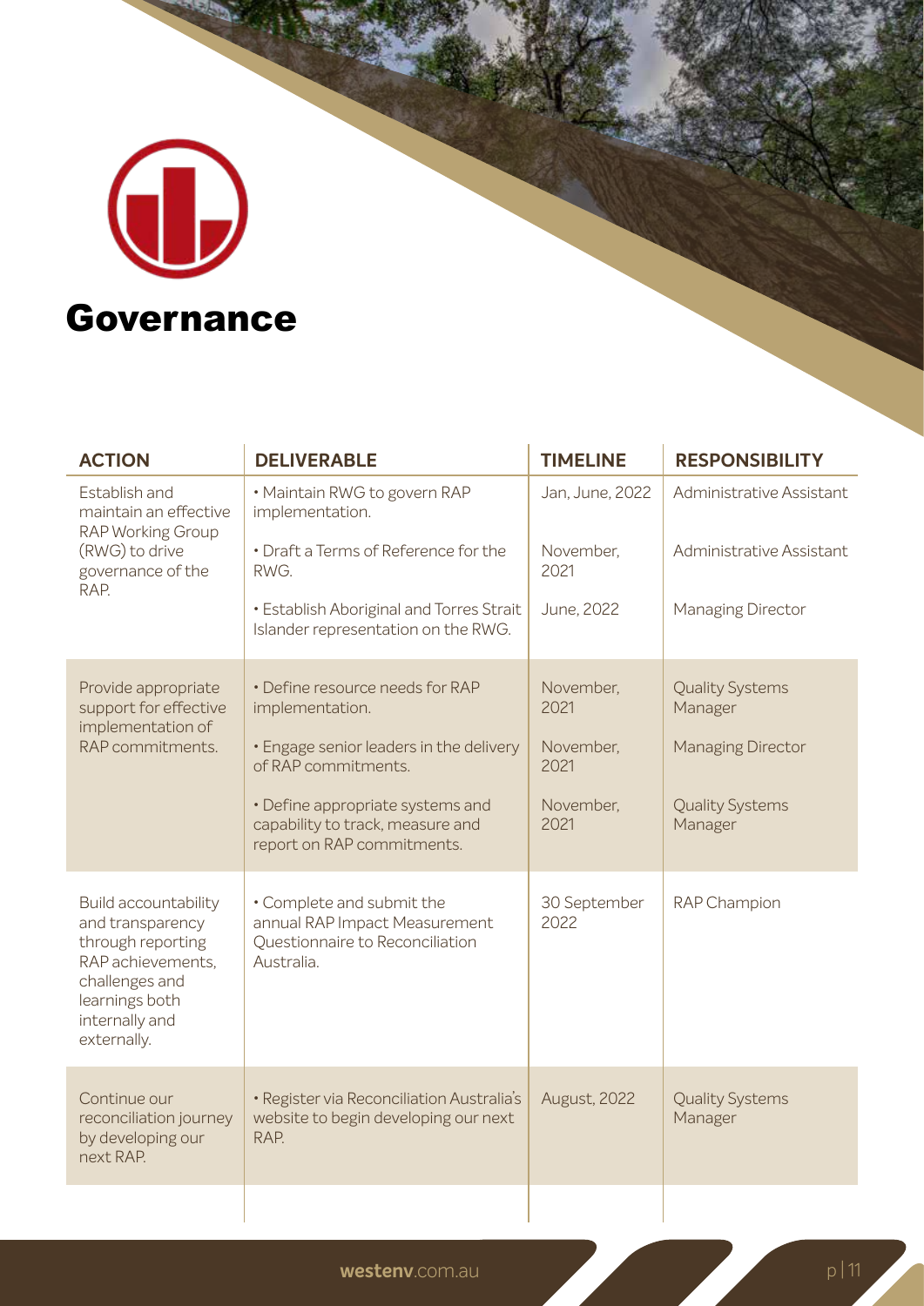# Governance

| ACTION | DELIVERABLE | TIMELINE | RESPONSIBILITY |
|---|---|---|---|
| Establish and maintain an effective RAP Working Group (RWG) to drive governance of the RAP. | • Maintain RWG to govern RAP implementation. | Jan, June, 2022 | Administrative Assistant |
| | • Draft a Terms of Reference for the RWG. | November, 2021 | Administrative Assistant |
| | • Establish Aboriginal and Torres Strait Islander representation on the RWG. | June, 2022 | Managing Director |
| Provide appropriate support for effective implementation of RAP commitments. | • Define resource needs for RAP implementation. | November, 2021 | Quality Systems Manager |
| | • Engage senior leaders in the delivery of RAP commitments. | November, 2021 | Managing Director |
| | • Define appropriate systems and capability to track, measure and report on RAP commitments. | November, 2021 | Quality Systems Manager |
| Build accountability and transparency through reporting RAP achievements, challenges and learnings both internally and externally. | • Complete and submit the annual RAP Impact Measurement Questionnaire to Reconciliation Australia. | 30 September 2022 | RAP Champion |
| Continue our reconciliation journey by developing our next RAP. | • Register via Reconciliation Australia's website to begin developing our next RAP. | August, 2022 | Quality Systems Manager |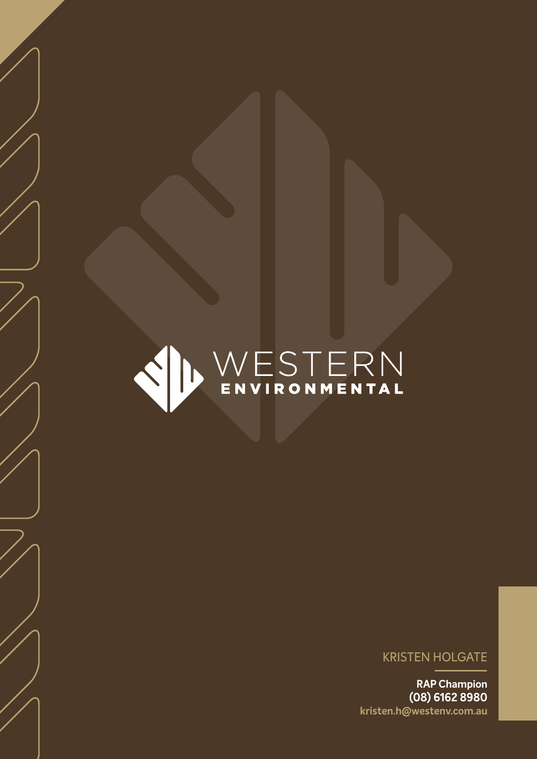WESTERN ENVIRONMENTAL

KRISTEN HOLGATE

**RAP Champion**
**(08) 6162 8980**
**kristen.h@westenv.com.au**